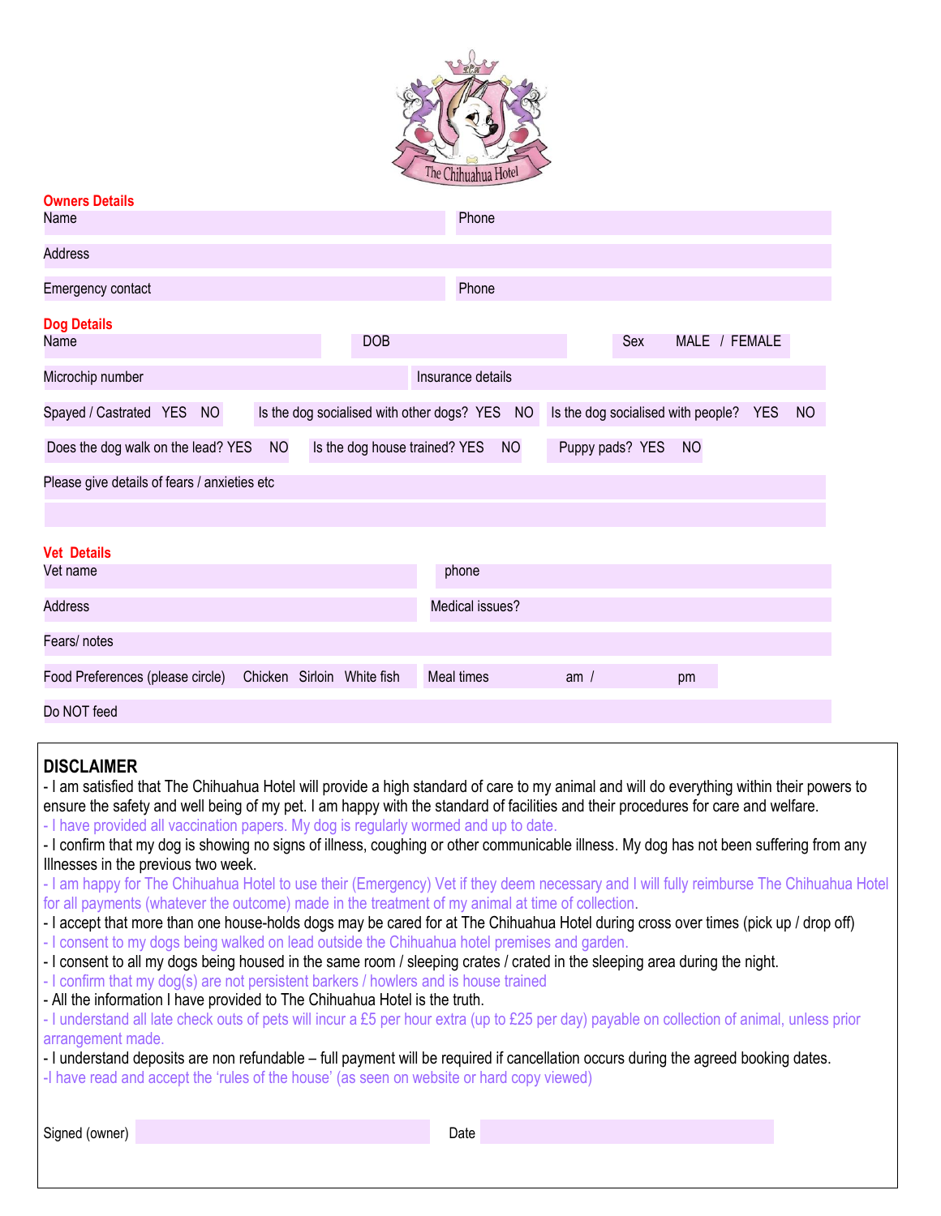**Owners Details**

Name | Phone

Address

Emergency contact | Phone

**Dog Details**

Name | DOB | Sex MALE / FEMALE

Microchip number | Insurance details

Spayed / Castrated YES NO | Is the dog socialised with other dogs? YES NO | Is the dog socialised with people? YES NO

Does the dog walk on the lead? YES NO | Is the dog house trained? YES NO | Puppy pads? YES NO

Please give details of fears / anxieties etc

**Vet Details**

Vet name | phone

Address | Medical issues?

Fears/ notes

Food Preferences (please circle) Chicken Sirloin White fish | Meal times am / pm

Do NOT feed

## DISCLAIMER

- I am satisfied that The Chihuahua Hotel will provide a high standard of care to my animal and will do everything within their powers to ensure the safety and well being of my pet. I am happy with the standard of facilities and their procedures for care and welfare.
- I have provided all vaccination papers. My dog is regularly wormed and up to date.
- I confirm that my dog is showing no signs of illness, coughing or other communicable illness. My dog has not been suffering from any Illnesses in the previous two week.
- I am happy for The Chihuahua Hotel to use their (Emergency) Vet if they deem necessary and I will fully reimburse The Chihuahua Hotel for all payments (whatever the outcome) made in the treatment of my animal at time of collection.
- I accept that more than one house-holds dogs may be cared for at The Chihuahua Hotel during cross over times (pick up / drop off)
- I consent to my dogs being walked on lead outside the Chihuahua hotel premises and garden.
- I consent to all my dogs being housed in the same room / sleeping crates / crated in the sleeping area during the night.
- I confirm that my dog(s) are not persistent barkers / howlers and is house trained
- All the information I have provided to The Chihuahua Hotel is the truth.
- I understand all late check outs of pets will incur a £5 per hour extra (up to £25 per day) payable on collection of animal, unless prior arrangement made.
- I understand deposits are non refundable – full payment will be required if cancellation occurs during the agreed booking dates.
- I have read and accept the 'rules of the house' (as seen on website or hard copy viewed)

Signed (owner) | Date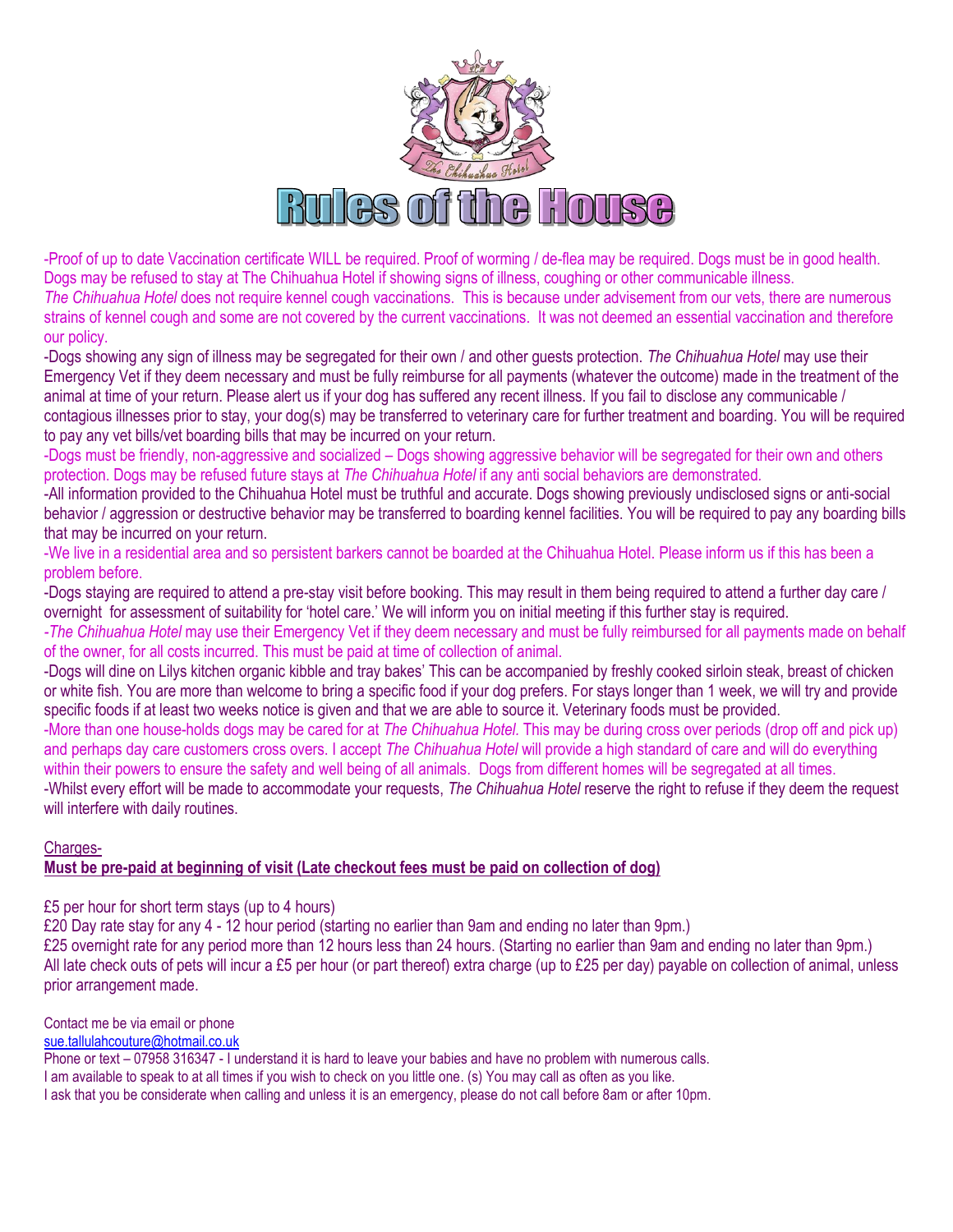# Rules of the House

-Proof of up to date Vaccination certificate WILL be required. Proof of worming / de-flea may be required. Dogs must be in good health. Dogs may be refused to stay at The Chihuahua Hotel if showing signs of illness, coughing or other communicable illness.
*The Chihuahua Hotel* does not require kennel cough vaccinations. This is because under advisement from our vets, there are numerous strains of kennel cough and some are not covered by the current vaccinations. It was not deemed an essential vaccination and therefore our policy.

-Dogs showing any sign of illness may be segregated for their own / and other guests protection. *The Chihuahua Hotel* may use their Emergency Vet if they deem necessary and must be fully reimburse for all payments (whatever the outcome) made in the treatment of the animal at time of your return. Please alert us if your dog has suffered any recent illness. If you fail to disclose any communicable / contagious illnesses prior to stay, your dog(s) may be transferred to veterinary care for further treatment and boarding. You will be required to pay any vet bills/vet boarding bills that may be incurred on your return.

-Dogs must be friendly, non-aggressive and socialized – Dogs showing aggressive behavior will be segregated for their own and others protection. Dogs may be refused future stays at *The Chihuahua Hotel* if any anti social behaviors are demonstrated.

-All information provided to the Chihuahua Hotel must be truthful and accurate. Dogs showing previously undisclosed signs or anti-social behavior / aggression or destructive behavior may be transferred to boarding kennel facilities. You will be required to pay any boarding bills that may be incurred on your return.

-We live in a residential area and so persistent barkers cannot be boarded at the Chihuahua Hotel. Please inform us if this has been a problem before.

-Dogs staying are required to attend a pre-stay visit before booking. This may result in them being required to attend a further day care / overnight for assessment of suitability for 'hotel care.' We will inform you on initial meeting if this further stay is required.

-*The Chihuahua Hotel* may use their Emergency Vet if they deem necessary and must be fully reimbursed for all payments made on behalf of the owner, for all costs incurred. This must be paid at time of collection of animal.

-Dogs will dine on Lilys kitchen organic kibble and tray bakes' This can be accompanied by freshly cooked sirloin steak, breast of chicken or white fish. You are more than welcome to bring a specific food if your dog prefers. For stays longer than 1 week, we will try and provide specific foods if at least two weeks notice is given and that we are able to source it. Veterinary foods must be provided.

-More than one house-holds dogs may be cared for at *The Chihuahua Hotel*. This may be during cross over periods (drop off and pick up) and perhaps day care customers cross overs. I accept *The Chihuahua Hotel* will provide a high standard of care and will do everything within their powers to ensure the safety and well being of all animals. Dogs from different homes will be segregated at all times.

-Whilst every effort will be made to accommodate your requests, *The Chihuahua Hotel* reserve the right to refuse if they deem the request will interfere with daily routines.

Charges-

**Must be pre-paid at beginning of visit (Late checkout fees must be paid on collection of dog)**

£5 per hour for short term stays (up to 4 hours)
£20 Day rate stay for any 4 - 12 hour period (starting no earlier than 9am and ending no later than 9pm.)
£25 overnight rate for any period more than 12 hours less than 24 hours. (Starting no earlier than 9am and ending no later than 9pm.)
All late check outs of pets will incur a £5 per hour (or part thereof) extra charge (up to £25 per day) payable on collection of animal, unless prior arrangement made.

Contact me be via email or phone
sue.tallulahcouture@hotmail.co.uk
Phone or text – 07958 316347 - I understand it is hard to leave your babies and have no problem with numerous calls.
I am available to speak to at all times if you wish to check on you little one. (s) You may call as often as you like.
I ask that you be considerate when calling and unless it is an emergency, please do not call before 8am or after 10pm.